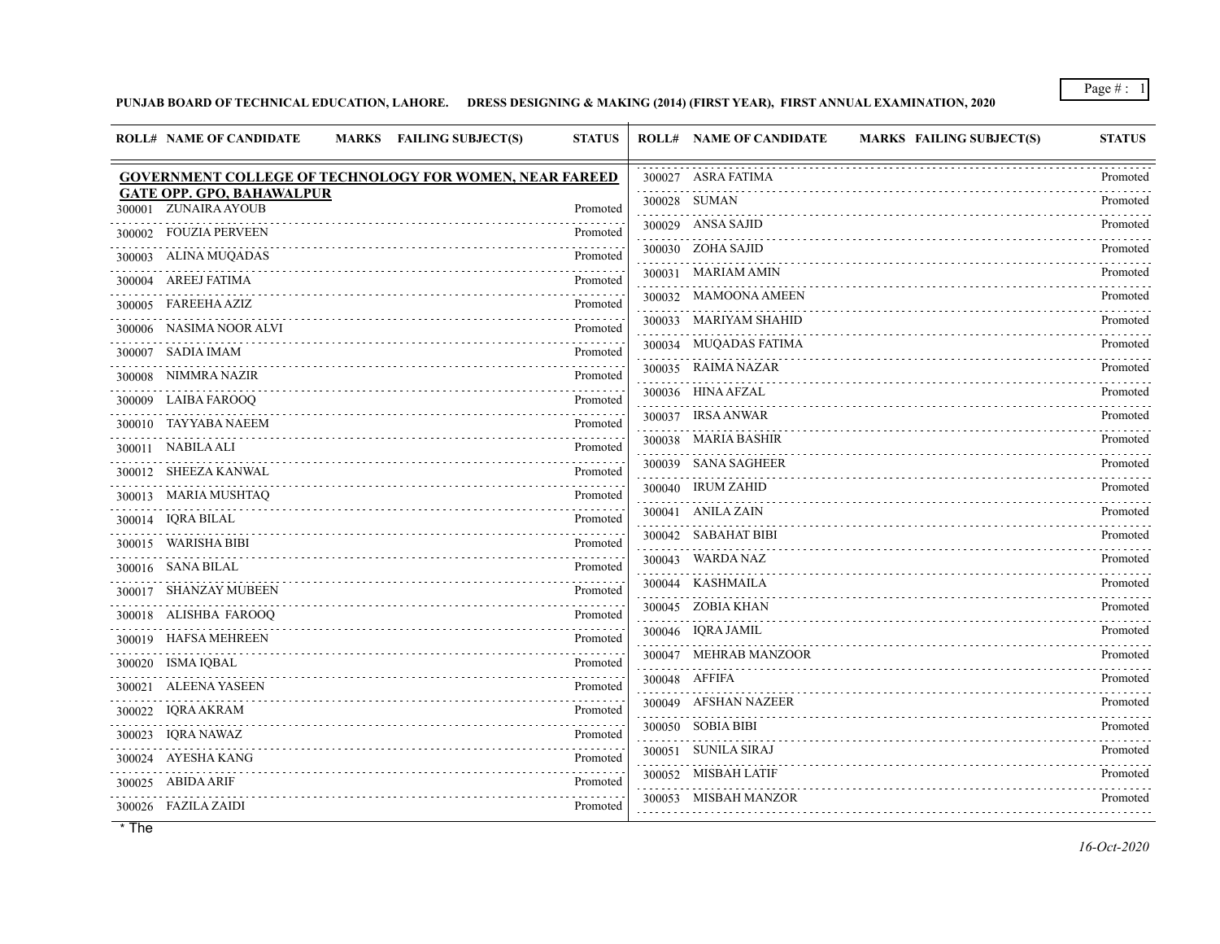**PUNJAB BOARD OF TECHNICAL EDUCATION, LAHORE. DRESS DESIGNING & MAKING (2014) (FIRST YEAR), FIRST ANNUAL EXAMINATION, 2020**

**GOVERNMENT COLLEGE OF TECHNOLOGY FOR WOMEN, NEAR FAREED GATE OPP. GPO, BAHAWALPUR**

| ROLL# | NAME OF CANDIDATE | MARKS | FAILING SUBJECT(S) | STATUS |
|---|---|---|---|---|
| 300001 | ZUNAIRA AYOUB | | | Promoted |
| 300002 | FOUZIA PERVEEN | | | Promoted |
| 300003 | ALINA MUQADAS | | | Promoted |
| 300004 | AREEJ FATIMA | | | Promoted |
| 300005 | FAREEHA AZIZ | | | Promoted |
| 300006 | NASIMA NOOR ALVI | | | Promoted |
| 300007 | SADIA IMAM | | | Promoted |
| 300008 | NIMMRA NAZIR | | | Promoted |
| 300009 | LAIBA FAROOQ | | | Promoted |
| 300010 | TAYYABA NAEEM | | | Promoted |
| 300011 | NABILA ALI | | | Promoted |
| 300012 | SHEEZA KANWAL | | | Promoted |
| 300013 | MARIA MUSHTAQ | | | Promoted |
| 300014 | IQRA BILAL | | | Promoted |
| 300015 | WARISHA BIBI | | | Promoted |
| 300016 | SANA BILAL | | | Promoted |
| 300017 | SHANZAY MUBEEN | | | Promoted |
| 300018 | ALISHBA FAROOQ | | | Promoted |
| 300019 | HAFSA MEHREEN | | | Promoted |
| 300020 | ISMA IQBAL | | | Promoted |
| 300021 | ALEENA YASEEN | | | Promoted |
| 300022 | IQRA AKRAM | | | Promoted |
| 300023 | IQRA NAWAZ | | | Promoted |
| 300024 | AYESHA KANG | | | Promoted |
| 300025 | ABIDA ARIF | | | Promoted |
| 300026 | FAZILA ZAIDI | | | Promoted |
| 300027 | ASRA FATIMA | | | Promoted |
| 300028 | SUMAN | | | Promoted |
| 300029 | ANSA SAJID | | | Promoted |
| 300030 | ZOHA SAJID | | | Promoted |
| 300031 | MARIAM AMIN | | | Promoted |
| 300032 | MAMOONA AMEEN | | | Promoted |
| 300033 | MARIYAM SHAHID | | | Promoted |
| 300034 | MUQADAS FATIMA | | | Promoted |
| 300035 | RAIMA NAZAR | | | Promoted |
| 300036 | HINA AFZAL | | | Promoted |
| 300037 | IRSA ANWAR | | | Promoted |
| 300038 | MARIA BASHIR | | | Promoted |
| 300039 | SANA SAGHEER | | | Promoted |
| 300040 | IRUM ZAHID | | | Promoted |
| 300041 | ANILA ZAIN | | | Promoted |
| 300042 | SABAHAT BIBI | | | Promoted |
| 300043 | WARDA NAZ | | | Promoted |
| 300044 | KASHMAILA | | | Promoted |
| 300045 | ZOBIA KHAN | | | Promoted |
| 300046 | IQRA JAMIL | | | Promoted |
| 300047 | MEHRAB MANZOOR | | | Promoted |
| 300048 | AFFIFA | | | Promoted |
| 300049 | AFSHAN NAZEER | | | Promoted |
| 300050 | SOBIA BIBI | | | Promoted |
| 300051 | SUNILA SIRAJ | | | Promoted |
| 300052 | MISBAH LATIF | | | Promoted |
| 300053 | MISBAH MANZOR | | | Promoted |

* The

*16-Oct-2020*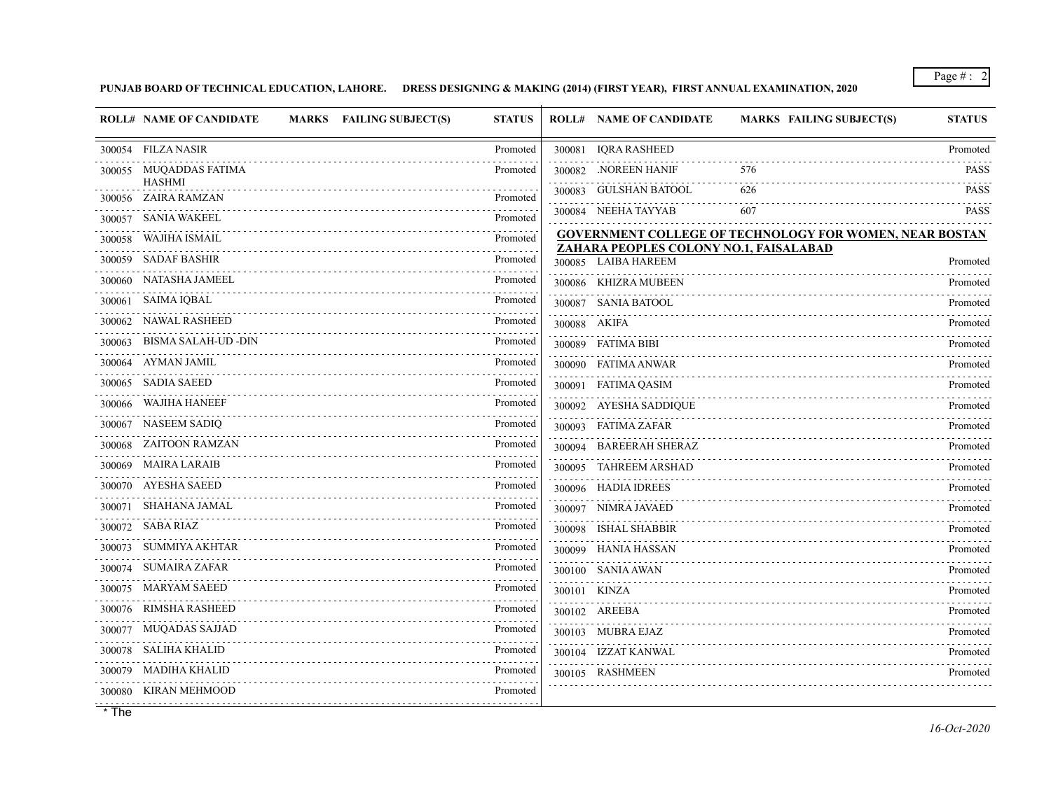**PUNJAB BOARD OF TECHNICAL EDUCATION, LAHORE. DRESS DESIGNING & MAKING (2014) (FIRST YEAR), FIRST ANNUAL EXAMINATION, 2020**

| ROLL# | NAME OF CANDIDATE | MARKS | FAILING SUBJECT(S) | STATUS |
|---|---|---|---|---|
| 300054 | FILZA NASIR | | | Promoted |
| 300055 | MUQADDAS FATIMA HASHMI | | | Promoted |
| 300056 | ZAIRA RAMZAN | | | Promoted |
| 300057 | SANIA WAKEEL | | | Promoted |
| 300058 | WAJIHA ISMAIL | | | Promoted |
| 300059 | SADAF BASHIR | | | Promoted |
| 300060 | NATASHA JAMEEL | | | Promoted |
| 300061 | SAIMA IQBAL | | | Promoted |
| 300062 | NAWAL RASHEED | | | Promoted |
| 300063 | BISMA SALAH-UD -DIN | | | Promoted |
| 300064 | AYMAN JAMIL | | | Promoted |
| 300065 | SADIA SAEED | | | Promoted |
| 300066 | WAJIHA HANEEF | | | Promoted |
| 300067 | NASEEM SADIQ | | | Promoted |
| 300068 | ZAITOON RAMZAN | | | Promoted |
| 300069 | MAIRA LARAIB | | | Promoted |
| 300070 | AYESHA SAEED | | | Promoted |
| 300071 | SHAHANA JAMAL | | | Promoted |
| 300072 | SABA RIAZ | | | Promoted |
| 300073 | SUMMIYA AKHTAR | | | Promoted |
| 300074 | SUMAIRA ZAFAR | | | Promoted |
| 300075 | MARYAM SAEED | | | Promoted |
| 300076 | RIMSHA RASHEED | | | Promoted |
| 300077 | MUQADAS SAJJAD | | | Promoted |
| 300078 | SALIHA KHALID | | | Promoted |
| 300079 | MADIHA KHALID | | | Promoted |
| 300080 | KIRAN MEHMOOD | | | Promoted |
| 300081 | IQRA RASHEED | | | Promoted |
| 300082 | .NOREEN HANIF | 576 | | PASS |
| 300083 | GULSHAN BATOOL | 626 | | PASS |
| 300084 | NEEHA TAYYAB | 607 | | PASS |

**GOVERNMENT COLLEGE OF TECHNOLOGY FOR WOMEN, NEAR BOSTAN ZAHARA PEOPLES COLONY NO.1, FAISALABAD**

| ROLL# | NAME OF CANDIDATE | MARKS | FAILING SUBJECT(S) | STATUS |
|---|---|---|---|---|
| 300085 | LAIBA HAREEM | | | Promoted |
| 300086 | KHIZRA MUBEEN | | | Promoted |
| 300087 | SANIA BATOOL | | | Promoted |
| 300088 | AKIFA | | | Promoted |
| 300089 | FATIMA BIBI | | | Promoted |
| 300090 | FATIMA ANWAR | | | Promoted |
| 300091 | FATIMA QASIM | | | Promoted |
| 300092 | AYESHA SADDIQUE | | | Promoted |
| 300093 | FATIMA ZAFAR | | | Promoted |
| 300094 | BAREERAH SHERAZ | | | Promoted |
| 300095 | TAHREEM ARSHAD | | | Promoted |
| 300096 | HADIA IDREES | | | Promoted |
| 300097 | NIMRA JAVAED | | | Promoted |
| 300098 | ISHAL SHABBIR | | | Promoted |
| 300099 | HANIA HASSAN | | | Promoted |
| 300100 | SANIA AWAN | | | Promoted |
| 300101 | KINZA | | | Promoted |
| 300102 | AREEBA | | | Promoted |
| 300103 | MUBRA EJAZ | | | Promoted |
| 300104 | IZZAT KANWAL | | | Promoted |
| 300105 | RASHMEEN | | | Promoted |

* The

*16-Oct-2020*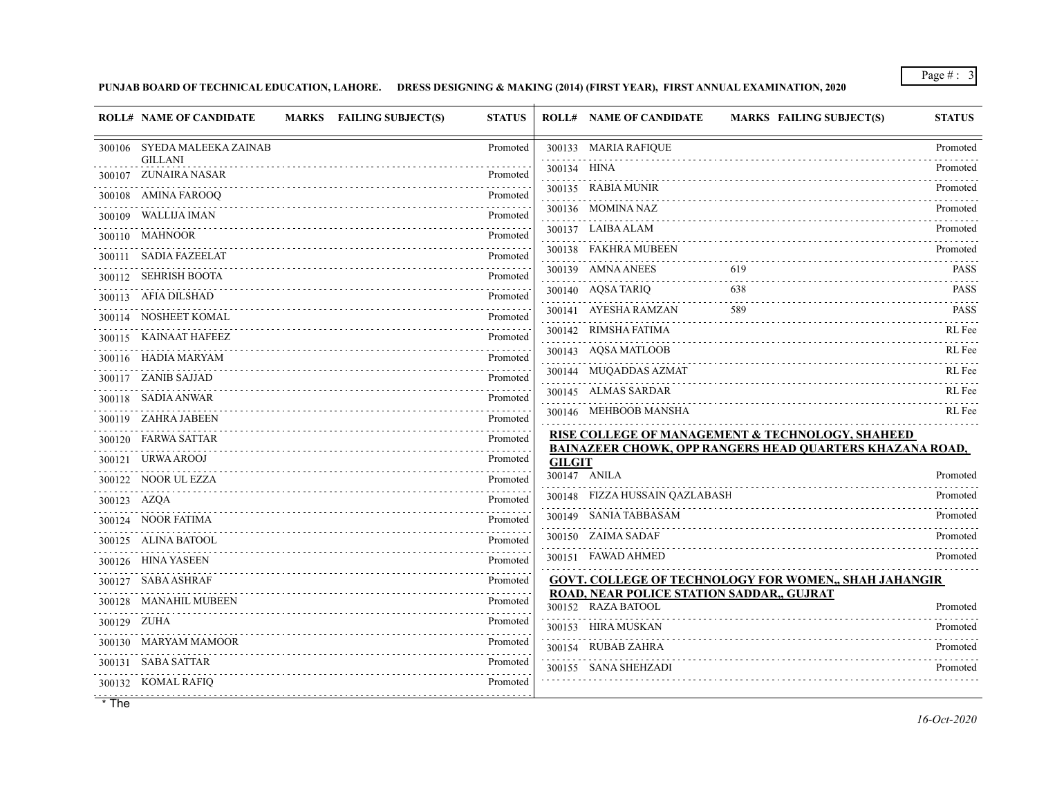**PUNJAB BOARD OF TECHNICAL EDUCATION, LAHORE. DRESS DESIGNING & MAKING (2014) (FIRST YEAR), FIRST ANNUAL EXAMINATION, 2020**

| ROLL# | NAME OF CANDIDATE | MARKS | FAILING SUBJECT(S) | STATUS |
|---|---|---|---|---|
| 300106 | SYEDA MALEEKA ZAINAB GILLANI | | | Promoted |
| 300107 | ZUNAIRA NASAR | | | Promoted |
| 300108 | AMINA FAROOQ | | | Promoted |
| 300109 | WALLIJA IMAN | | | Promoted |
| 300110 | MAHNOOR | | | Promoted |
| 300111 | SADIA FAZEELAT | | | Promoted |
| 300112 | SEHRISH BOOTA | | | Promoted |
| 300113 | AFIA DILSHAD | | | Promoted |
| 300114 | NOSHEET KOMAL | | | Promoted |
| 300115 | KAINAAT HAFEEZ | | | Promoted |
| 300116 | HADIA MARYAM | | | Promoted |
| 300117 | ZANIB SAJJAD | | | Promoted |
| 300118 | SADIA ANWAR | | | Promoted |
| 300119 | ZAHRA JABEEN | | | Promoted |
| 300120 | FARWA SATTAR | | | Promoted |
| 300121 | URWA AROOJ | | | Promoted |
| 300122 | NOOR UL EZZA | | | Promoted |
| 300123 | AZQA | | | Promoted |
| 300124 | NOOR FATIMA | | | Promoted |
| 300125 | ALINA BATOOL | | | Promoted |
| 300126 | HINA YASEEN | | | Promoted |
| 300127 | SABA ASHRAF | | | Promoted |
| 300128 | MANAHIL MUBEEN | | | Promoted |
| 300129 | ZUHA | | | Promoted |
| 300130 | MARYAM MAMOOR | | | Promoted |
| 300131 | SABA SATTAR | | | Promoted |
| 300132 | KOMAL RAFIQ | | | Promoted |
| 300133 | MARIA RAFIQUE | | | Promoted |
| 300134 | HINA | | | Promoted |
| 300135 | RABIA MUNIR | | | Promoted |
| 300136 | MOMINA NAZ | | | Promoted |
| 300137 | LAIBA ALAM | | | Promoted |
| 300138 | FAKHRA MUBEEN | | | Promoted |
| 300139 | AMNA ANEES | 619 | | PASS |
| 300140 | AQSA TARIQ | 638 | | PASS |
| 300141 | AYESHA RAMZAN | 589 | | PASS |
| 300142 | RIMSHA FATIMA | | | RL Fee |
| 300143 | AQSA MATLOOB | | | RL Fee |
| 300144 | MUQADDAS AZMAT | | | RL Fee |
| 300145 | ALMAS SARDAR | | | RL Fee |
| 300146 | MEHBOOB MANSHA | | | RL Fee |

**RISE COLLEGE OF MANAGEMENT & TECHNOLOGY, SHAHEED BAINAZEER CHOWK, OPP RANGERS HEAD QUARTERS KHAZANA ROAD, GILGIT**

| ROLL# | NAME OF CANDIDATE | MARKS | FAILING SUBJECT(S) | STATUS |
|---|---|---|---|---|
| 300147 | ANILA | | | Promoted |
| 300148 | FIZZA HUSSAIN QAZLABASH | | | Promoted |
| 300149 | SANIA TABBASAM | | | Promoted |
| 300150 | ZAIMA SADAF | | | Promoted |
| 300151 | FAWAD AHMED | | | Promoted |

**GOVT. COLLEGE OF TECHNOLOGY FOR WOMEN,, SHAH JAHANGIR ROAD, NEAR POLICE STATION SADDAR,, GUJRAT**

| ROLL# | NAME OF CANDIDATE | MARKS | FAILING SUBJECT(S) | STATUS |
|---|---|---|---|---|
| 300152 | RAZA BATOOL | | | Promoted |
| 300153 | HIRA MUSKAN | | | Promoted |
| 300154 | RUBAB ZAHRA | | | Promoted |
| 300155 | SANA SHEHZADI | | | Promoted |

* The

*16-Oct-2020*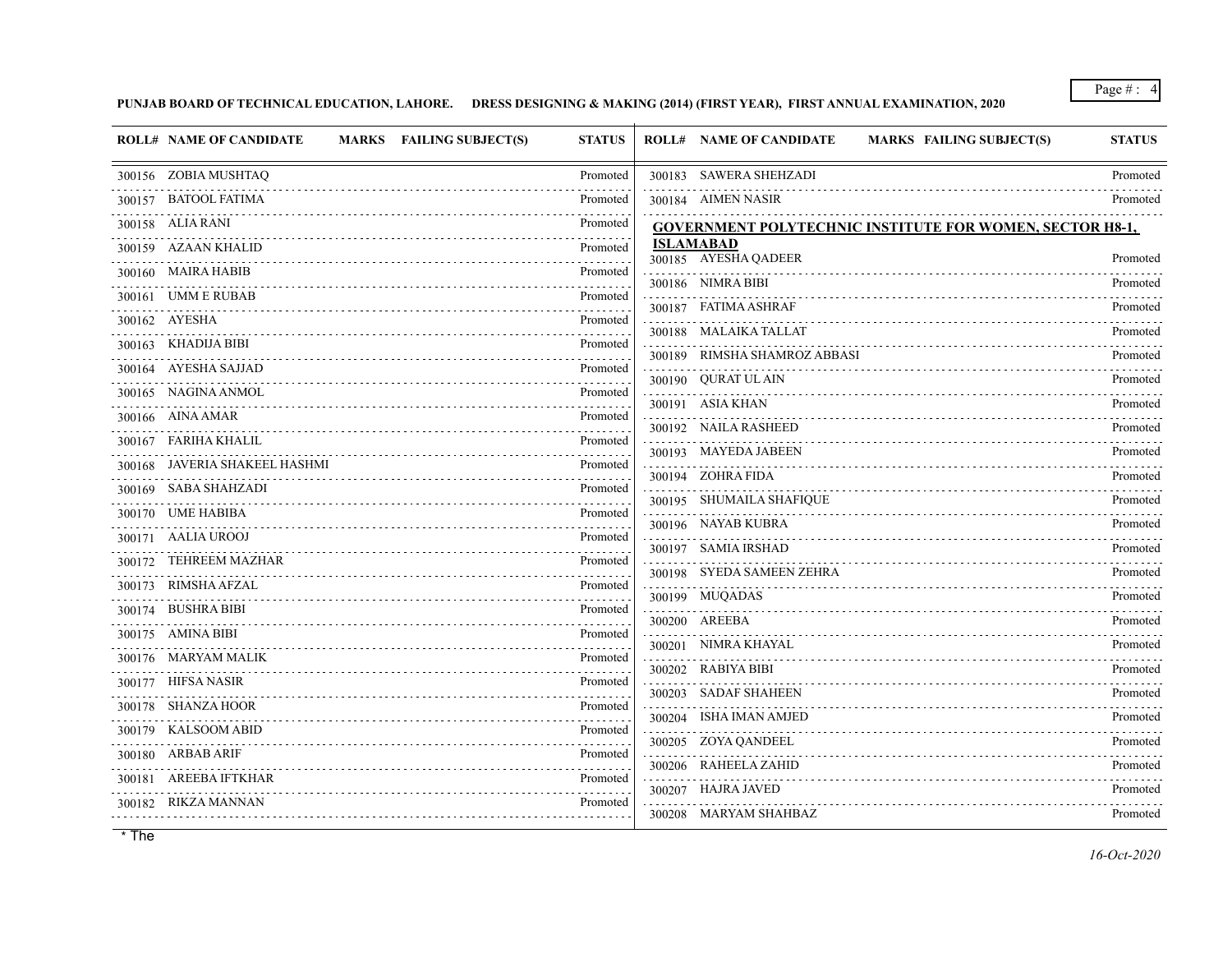PUNJAB BOARD OF TECHNICAL EDUCATION, LAHORE. DRESS DESIGNING & MAKING (2014) (FIRST YEAR), FIRST ANNUAL EXAMINATION, 2020

| ROLL# | NAME OF CANDIDATE | MARKS | FAILING SUBJECT(S) | STATUS |
|---|---|---|---|---|
| 300156 | ZOBIA MUSHTAQ | | | Promoted |
| 300157 | BATOOL FATIMA | | | Promoted |
| 300158 | ALIA RANI | | | Promoted |
| 300159 | AZAAN KHALID | | | Promoted |
| 300160 | MAIRA HABIB | | | Promoted |
| 300161 | UMM E RUBAB | | | Promoted |
| 300162 | AYESHA | | | Promoted |
| 300163 | KHADIJA BIBI | | | Promoted |
| 300164 | AYESHA SAJJAD | | | Promoted |
| 300165 | NAGINA ANMOL | | | Promoted |
| 300166 | AINA AMAR | | | Promoted |
| 300167 | FARIHA KHALIL | | | Promoted |
| 300168 | JAVERIA SHAKEEL HASHMI | | | Promoted |
| 300169 | SABA SHAHZADI | | | Promoted |
| 300170 | UME HABIBA | | | Promoted |
| 300171 | AALIA UROOJ | | | Promoted |
| 300172 | TEHREEM MAZHAR | | | Promoted |
| 300173 | RIMSHA AFZAL | | | Promoted |
| 300174 | BUSHRA BIBI | | | Promoted |
| 300175 | AMINA BIBI | | | Promoted |
| 300176 | MARYAM MALIK | | | Promoted |
| 300177 | HIFSA NASIR | | | Promoted |
| 300178 | SHANZA HOOR | | | Promoted |
| 300179 | KALSOOM ABID | | | Promoted |
| 300180 | ARBAB ARIF | | | Promoted |
| 300181 | AREEBA IFTKHAR | | | Promoted |
| 300182 | RIKZA MANNAN | | | Promoted |
| 300183 | SAWERA SHEHZADI | | | Promoted |
| 300184 | AIMEN NASIR | | | Promoted |

## GOVERNMENT POLYTECHNIC INSTITUTE FOR WOMEN, SECTOR H8-1, ISLAMABAD

| ROLL# | NAME OF CANDIDATE | MARKS | FAILING SUBJECT(S) | STATUS |
|---|---|---|---|---|
| 300185 | AYESHA QADEER | | | Promoted |
| 300186 | NIMRA BIBI | | | Promoted |
| 300187 | FATIMA ASHRAF | | | Promoted |
| 300188 | MALAIKA TALLAT | | | Promoted |
| 300189 | RIMSHA SHAMROZ ABBASI | | | Promoted |
| 300190 | QURAT UL AIN | | | Promoted |
| 300191 | ASIA KHAN | | | Promoted |
| 300192 | NAILA RASHEED | | | Promoted |
| 300193 | MAYEDA JABEEN | | | Promoted |
| 300194 | ZOHRA FIDA | | | Promoted |
| 300195 | SHUMAILA SHAFIQUE | | | Promoted |
| 300196 | NAYAB KUBRA | | | Promoted |
| 300197 | SAMIA IRSHAD | | | Promoted |
| 300198 | SYEDA SAMEEN ZEHRA | | | Promoted |
| 300199 | MUQADAS | | | Promoted |
| 300200 | AREEBA | | | Promoted |
| 300201 | NIMRA KHAYAL | | | Promoted |
| 300202 | RABIYA BIBI | | | Promoted |
| 300203 | SADAF SHAHEEN | | | Promoted |
| 300204 | ISHA IMAN AMJED | | | Promoted |
| 300205 | ZOYA QANDEEL | | | Promoted |
| 300206 | RAHEELA ZAHID | | | Promoted |
| 300207 | HAJRA JAVED | | | Promoted |
| 300208 | MARYAM SHAHBAZ | | | Promoted |

* The

*16-Oct-2020*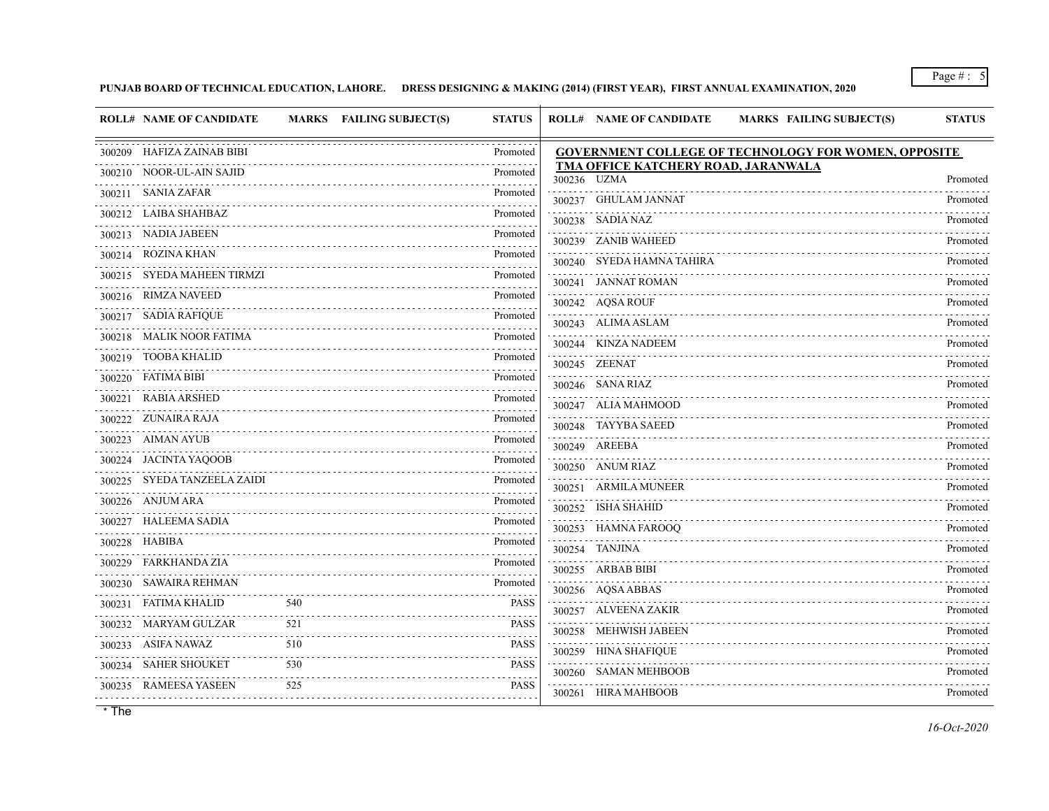**PUNJAB BOARD OF TECHNICAL EDUCATION, LAHORE. DRESS DESIGNING & MAKING (2014) (FIRST YEAR), FIRST ANNUAL EXAMINATION, 2020**

| ROLL# | NAME OF CANDIDATE | MARKS | FAILING SUBJECT(S) | STATUS |
|---|---|---|---|---|
| 300209 | HAFIZA ZAINAB BIBI | | | Promoted |
| 300210 | NOOR-UL-AIN SAJID | | | Promoted |
| 300211 | SANIA ZAFAR | | | Promoted |
| 300212 | LAIBA SHAHBAZ | | | Promoted |
| 300213 | NADIA JABEEN | | | Promoted |
| 300214 | ROZINA KHAN | | | Promoted |
| 300215 | SYEDA MAHEEN TIRMZI | | | Promoted |
| 300216 | RIMZA NAVEED | | | Promoted |
| 300217 | SADIA RAFIQUE | | | Promoted |
| 300218 | MALIK NOOR FATIMA | | | Promoted |
| 300219 | TOOBA KHALID | | | Promoted |
| 300220 | FATIMA BIBI | | | Promoted |
| 300221 | RABIA ARSHED | | | Promoted |
| 300222 | ZUNAIRA RAJA | | | Promoted |
| 300223 | AIMAN AYUB | | | Promoted |
| 300224 | JACINTA YAQOOB | | | Promoted |
| 300225 | SYEDA TANZEELA ZAIDI | | | Promoted |
| 300226 | ANJUM ARA | | | Promoted |
| 300227 | HALEEMA SADIA | | | Promoted |
| 300228 | HABIBA | | | Promoted |
| 300229 | FARKHANDA ZIA | | | Promoted |
| 300230 | SAWAIRA REHMAN | | | Promoted |
| 300231 | FATIMA KHALID | 540 | | PASS |
| 300232 | MARYAM GULZAR | 521 | | PASS |
| 300233 | ASIFA NAWAZ | 510 | | PASS |
| 300234 | SAHER SHOUKET | 530 | | PASS |
| 300235 | RAMEESA YASEEN | 525 | | PASS |

**GOVERNMENT COLLEGE OF TECHNOLOGY FOR WOMEN, OPPOSITE TMA OFFICE KATCHERY ROAD, JARANWALA**

| ROLL# | NAME OF CANDIDATE | MARKS | FAILING SUBJECT(S) | STATUS |
|---|---|---|---|---|
| 300236 | UZMA | | | Promoted |
| 300237 | GHULAM JANNAT | | | Promoted |
| 300238 | SADIA NAZ | | | Promoted |
| 300239 | ZANIB WAHEED | | | Promoted |
| 300240 | SYEDA HAMNA TAHIRA | | | Promoted |
| 300241 | JANNAT ROMAN | | | Promoted |
| 300242 | AQSA ROUF | | | Promoted |
| 300243 | ALIMA ASLAM | | | Promoted |
| 300244 | KINZA NADEEM | | | Promoted |
| 300245 | ZEENAT | | | Promoted |
| 300246 | SANA RIAZ | | | Promoted |
| 300247 | ALIA MAHMOOD | | | Promoted |
| 300248 | TAYYBA SAEED | | | Promoted |
| 300249 | AREEBA | | | Promoted |
| 300250 | ANUM RIAZ | | | Promoted |
| 300251 | ARMILA MUNEER | | | Promoted |
| 300252 | ISHA SHAHID | | | Promoted |
| 300253 | HAMNA FAROOQ | | | Promoted |
| 300254 | TANJINA | | | Promoted |
| 300255 | ARBAB BIBI | | | Promoted |
| 300256 | AQSA ABBAS | | | Promoted |
| 300257 | ALVEENA ZAKIR | | | Promoted |
| 300258 | MEHWISH JABEEN | | | Promoted |
| 300259 | HINA SHAFIQUE | | | Promoted |
| 300260 | SAMAN MEHBOOB | | | Promoted |
| 300261 | HIRA MAHBOOB | | | Promoted |

* The

*16-Oct-2020*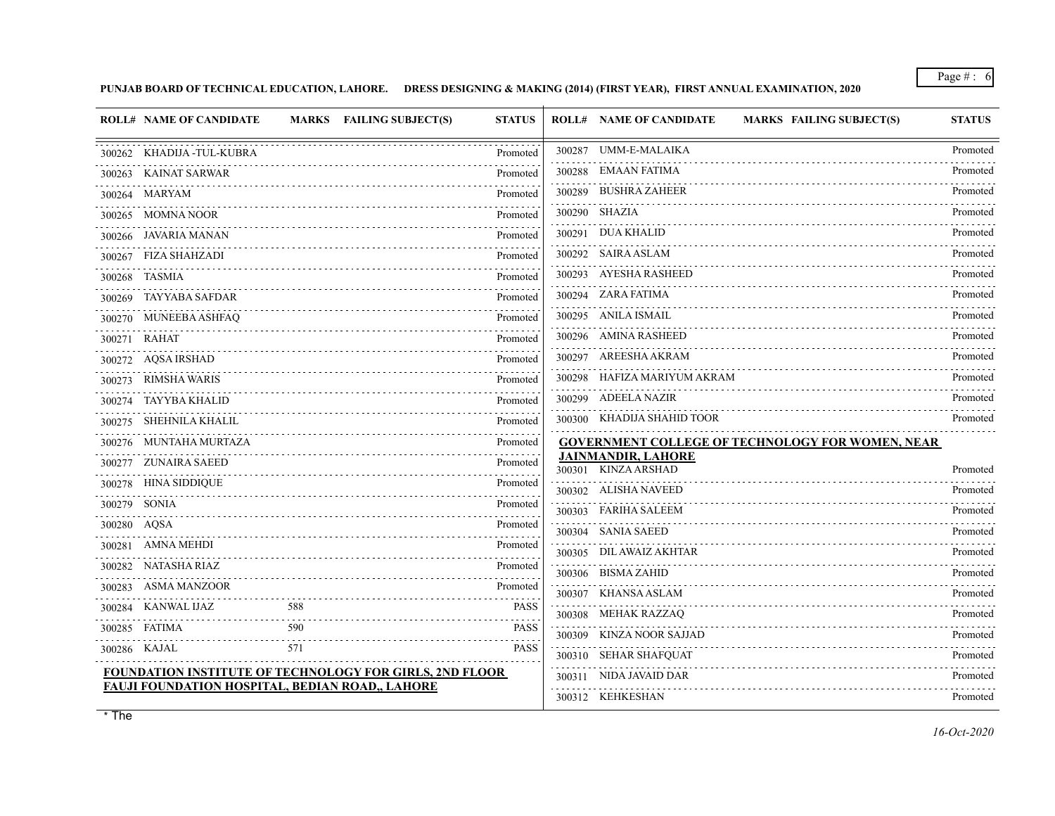**PUNJAB BOARD OF TECHNICAL EDUCATION, LAHORE. DRESS DESIGNING & MAKING (2014) (FIRST YEAR), FIRST ANNUAL EXAMINATION, 2020**

| ROLL# | NAME OF CANDIDATE | MARKS | FAILING SUBJECT(S) | STATUS |
|---|---|---|---|---|
| 300262 | KHADIJA -TUL-KUBRA | | | Promoted |
| 300263 | KAINAT SARWAR | | | Promoted |
| 300264 | MARYAM | | | Promoted |
| 300265 | MOMNA NOOR | | | Promoted |
| 300266 | JAVARIA MANAN | | | Promoted |
| 300267 | FIZA SHAHZADI | | | Promoted |
| 300268 | TASMIA | | | Promoted |
| 300269 | TAYYABA SAFDAR | | | Promoted |
| 300270 | MUNEEBA ASHFAQ | | | Promoted |
| 300271 | RAHAT | | | Promoted |
| 300272 | AQSA IRSHAD | | | Promoted |
| 300273 | RIMSHA WARIS | | | Promoted |
| 300274 | TAYYBA KHALID | | | Promoted |
| 300275 | SHEHNILA KHALIL | | | Promoted |
| 300276 | MUNTAHA MURTAZA | | | Promoted |
| 300277 | ZUNAIRA SAEED | | | Promoted |
| 300278 | HINA SIDDIQUE | | | Promoted |
| 300279 | SONIA | | | Promoted |
| 300280 | AQSA | | | Promoted |
| 300281 | AMNA MEHDI | | | Promoted |
| 300282 | NATASHA RIAZ | | | Promoted |
| 300283 | ASMA MANZOOR | | | Promoted |
| 300284 | KANWAL IJAZ | 588 | | PASS |
| 300285 | FATIMA | 590 | | PASS |
| 300286 | KAJAL | 571 | | PASS |

**FOUNDATION INSTITUTE OF TECHNOLOGY FOR GIRLS, 2ND FLOOR FAUJI FOUNDATION HOSPITAL, BEDIAN ROAD,, LAHORE**

| ROLL# | NAME OF CANDIDATE | MARKS | FAILING SUBJECT(S) | STATUS |
|---|---|---|---|---|
| 300287 | UMM-E-MALAIKA | | | Promoted |
| 300288 | EMAAN FATIMA | | | Promoted |
| 300289 | BUSHRA ZAHEER | | | Promoted |
| 300290 | SHAZIA | | | Promoted |
| 300291 | DUA KHALID | | | Promoted |
| 300292 | SAIRA ASLAM | | | Promoted |
| 300293 | AYESHA RASHEED | | | Promoted |
| 300294 | ZARA FATIMA | | | Promoted |
| 300295 | ANILA ISMAIL | | | Promoted |
| 300296 | AMINA RASHEED | | | Promoted |
| 300297 | AREESHA AKRAM | | | Promoted |
| 300298 | HAFIZA MARIYUM AKRAM | | | Promoted |
| 300299 | ADEELA NAZIR | | | Promoted |
| 300300 | KHADIJA SHAHID TOOR | | | Promoted |

**GOVERNMENT COLLEGE OF TECHNOLOGY FOR WOMEN, NEAR JAINMANDIR, LAHORE**

| ROLL# | NAME OF CANDIDATE | MARKS | FAILING SUBJECT(S) | STATUS |
|---|---|---|---|---|
| 300301 | KINZA ARSHAD | | | Promoted |
| 300302 | ALISHA NAVEED | | | Promoted |
| 300303 | FARIHA SALEEM | | | Promoted |
| 300304 | SANIA SAEED | | | Promoted |
| 300305 | DIL AWAIZ AKHTAR | | | Promoted |
| 300306 | BISMA ZAHID | | | Promoted |
| 300307 | KHANSA ASLAM | | | Promoted |
| 300308 | MEHAK RAZZAQ | | | Promoted |
| 300309 | KINZA NOOR SAJJAD | | | Promoted |
| 300310 | SEHAR SHAFQUAT | | | Promoted |
| 300311 | NIDA JAVAID DAR | | | Promoted |
| 300312 | KEHKESHAN | | | Promoted |

* The

*16-Oct-2020*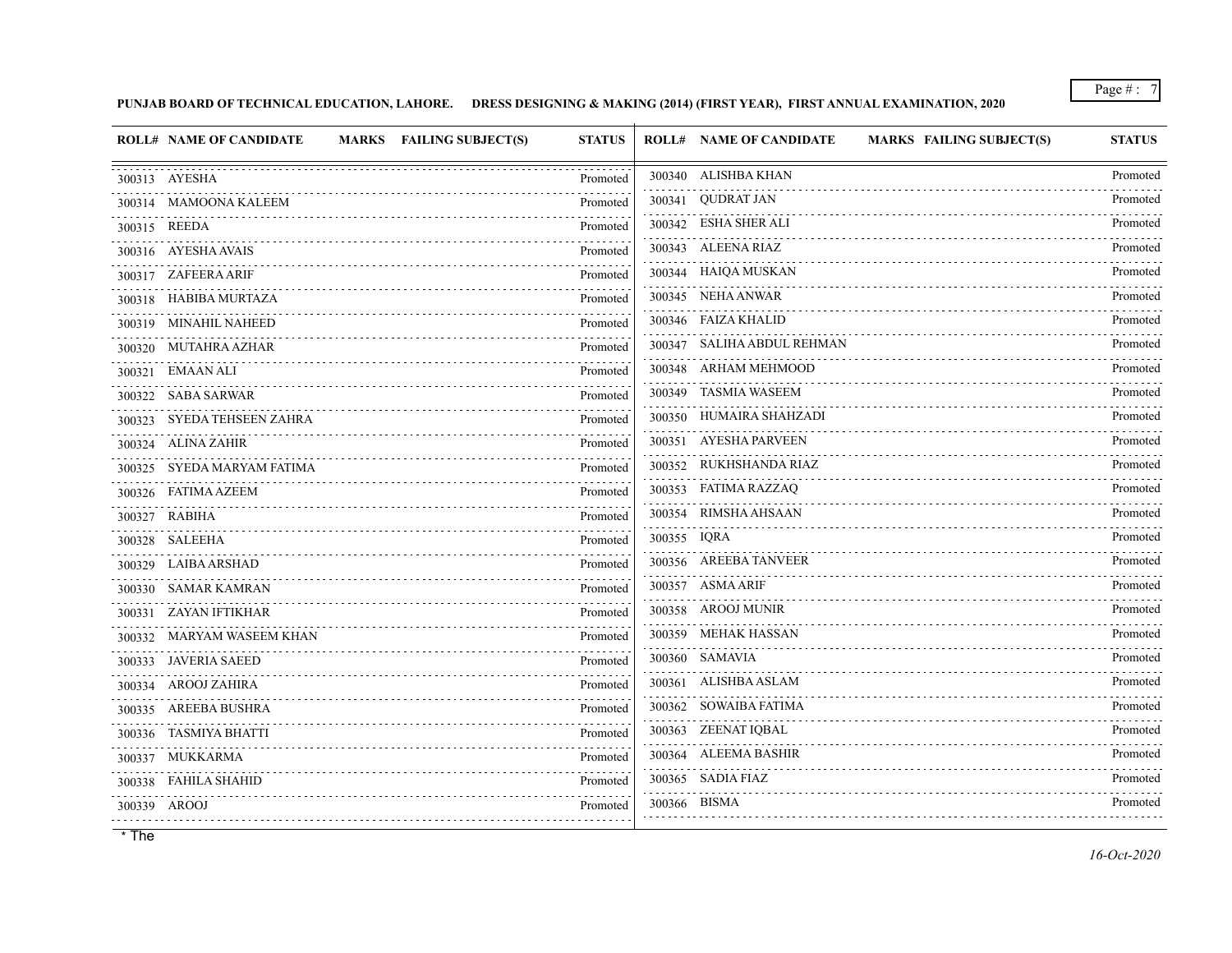**PUNJAB BOARD OF TECHNICAL EDUCATION, LAHORE. DRESS DESIGNING & MAKING (2014) (FIRST YEAR), FIRST ANNUAL EXAMINATION, 2020**

| ROLL# | NAME OF CANDIDATE | MARKS | FAILING SUBJECT(S) | STATUS |
|---|---|---|---|---|
| 300313 | AYESHA | | | Promoted |
| 300314 | MAMOONA KALEEM | | | Promoted |
| 300315 | REEDA | | | Promoted |
| 300316 | AYESHA AVAIS | | | Promoted |
| 300317 | ZAFEERA ARIF | | | Promoted |
| 300318 | HABIBA MURTAZA | | | Promoted |
| 300319 | MINAHIL NAHEED | | | Promoted |
| 300320 | MUTAHRA AZHAR | | | Promoted |
| 300321 | EMAAN ALI | | | Promoted |
| 300322 | SABA SARWAR | | | Promoted |
| 300323 | SYEDA TEHSEEN ZAHRA | | | Promoted |
| 300324 | ALINA ZAHIR | | | Promoted |
| 300325 | SYEDA MARYAM FATIMA | | | Promoted |
| 300326 | FATIMA AZEEM | | | Promoted |
| 300327 | RABIHA | | | Promoted |
| 300328 | SALEEHA | | | Promoted |
| 300329 | LAIBA ARSHAD | | | Promoted |
| 300330 | SAMAR KAMRAN | | | Promoted |
| 300331 | ZAYAN IFTIKHAR | | | Promoted |
| 300332 | MARYAM WASEEM KHAN | | | Promoted |
| 300333 | JAVERIA SAEED | | | Promoted |
| 300334 | AROOJ ZAHIRA | | | Promoted |
| 300335 | AREEBA BUSHRA | | | Promoted |
| 300336 | TASMIYA BHATTI | | | Promoted |
| 300337 | MUKKARMA | | | Promoted |
| 300338 | FAHILA SHAHID | | | Promoted |
| 300339 | AROOJ | | | Promoted |
| 300340 | ALISHBA KHAN | | | Promoted |
| 300341 | QUDRAT JAN | | | Promoted |
| 300342 | ESHA SHER ALI | | | Promoted |
| 300343 | ALEENA RIAZ | | | Promoted |
| 300344 | HAIQA MUSKAN | | | Promoted |
| 300345 | NEHA ANWAR | | | Promoted |
| 300346 | FAIZA KHALID | | | Promoted |
| 300347 | SALIHA ABDUL REHMAN | | | Promoted |
| 300348 | ARHAM MEHMOOD | | | Promoted |
| 300349 | TASMIA WASEEM | | | Promoted |
| 300350 | HUMAIRA SHAHZADI | | | Promoted |
| 300351 | AYESHA PARVEEN | | | Promoted |
| 300352 | RUKHSHANDA RIAZ | | | Promoted |
| 300353 | FATIMA RAZZAQ | | | Promoted |
| 300354 | RIMSHA AHSAAN | | | Promoted |
| 300355 | IQRA | | | Promoted |
| 300356 | AREEBA TANVEER | | | Promoted |
| 300357 | ASMA ARIF | | | Promoted |
| 300358 | AROOJ MUNIR | | | Promoted |
| 300359 | MEHAK HASSAN | | | Promoted |
| 300360 | SAMAVIA | | | Promoted |
| 300361 | ALISHBA ASLAM | | | Promoted |
| 300362 | SOWAIBA FATIMA | | | Promoted |
| 300363 | ZEENAT IQBAL | | | Promoted |
| 300364 | ALEEMA BASHIR | | | Promoted |
| 300365 | SADIA FIAZ | | | Promoted |
| 300366 | BISMA | | | Promoted |

* The

*16-Oct-2020*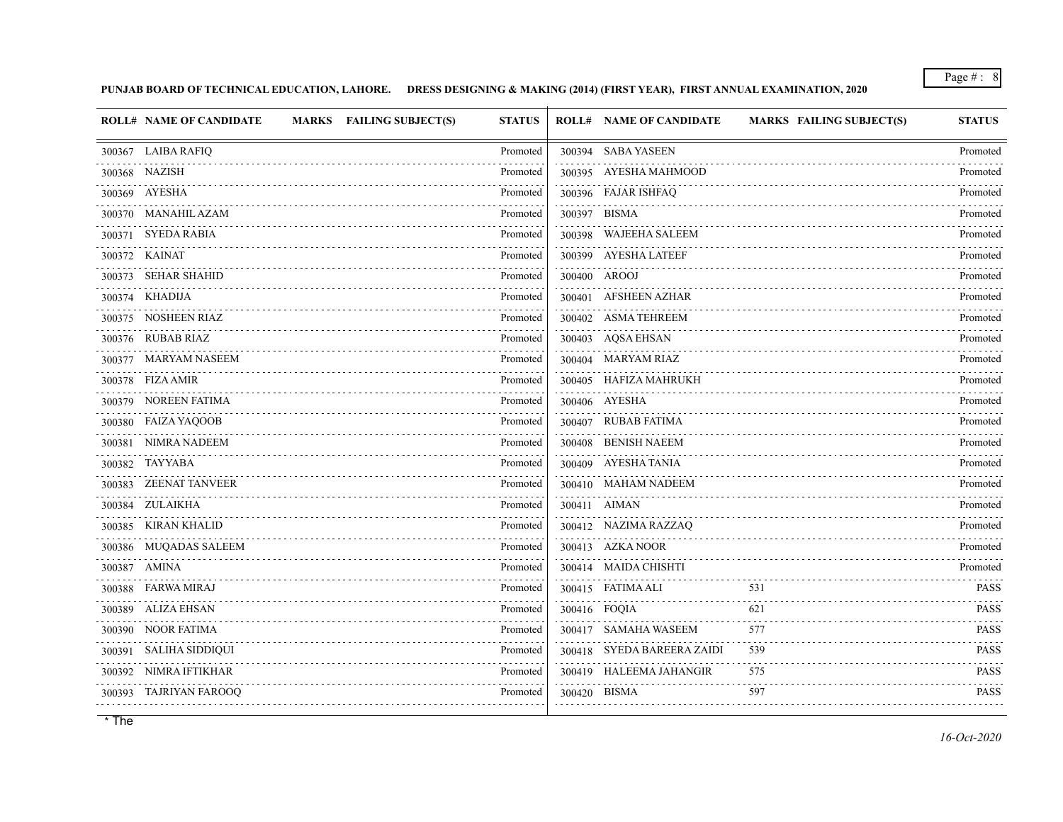**PUNJAB BOARD OF TECHNICAL EDUCATION, LAHORE. DRESS DESIGNING & MAKING (2014) (FIRST YEAR), FIRST ANNUAL EXAMINATION, 2020**

| ROLL# | NAME OF CANDIDATE | MARKS | FAILING SUBJECT(S) | STATUS |
|---|---|---|---|---|
| 300367 | LAIBA RAFIQ | | | Promoted |
| 300368 | NAZISH | | | Promoted |
| 300369 | AYESHA | | | Promoted |
| 300370 | MANAHIL AZAM | | | Promoted |
| 300371 | SYEDA RABIA | | | Promoted |
| 300372 | KAINAT | | | Promoted |
| 300373 | SEHAR SHAHID | | | Promoted |
| 300374 | KHADIJA | | | Promoted |
| 300375 | NOSHEEN RIAZ | | | Promoted |
| 300376 | RUBAB RIAZ | | | Promoted |
| 300377 | MARYAM NASEEM | | | Promoted |
| 300378 | FIZA AMIR | | | Promoted |
| 300379 | NOREEN FATIMA | | | Promoted |
| 300380 | FAIZA YAQOOB | | | Promoted |
| 300381 | NIMRA NADEEM | | | Promoted |
| 300382 | TAYYABA | | | Promoted |
| 300383 | ZEENAT TANVEER | | | Promoted |
| 300384 | ZULAIKHA | | | Promoted |
| 300385 | KIRAN KHALID | | | Promoted |
| 300386 | MUQADAS SALEEM | | | Promoted |
| 300387 | AMINA | | | Promoted |
| 300388 | FARWA MIRAJ | | | Promoted |
| 300389 | ALIZA EHSAN | | | Promoted |
| 300390 | NOOR FATIMA | | | Promoted |
| 300391 | SALIHA SIDDIQUI | | | Promoted |
| 300392 | NIMRA IFTIKHAR | | | Promoted |
| 300393 | TAJRIYAN FAROOQ | | | Promoted |
| 300394 | SABA YASEEN | | | Promoted |
| 300395 | AYESHA MAHMOOD | | | Promoted |
| 300396 | FAJAR ISHFAQ | | | Promoted |
| 300397 | BISMA | | | Promoted |
| 300398 | WAJEEHA SALEEM | | | Promoted |
| 300399 | AYESHA LATEEF | | | Promoted |
| 300400 | AROOJ | | | Promoted |
| 300401 | AFSHEEN AZHAR | | | Promoted |
| 300402 | ASMA TEHREEM | | | Promoted |
| 300403 | AQSA EHSAN | | | Promoted |
| 300404 | MARYAM RIAZ | | | Promoted |
| 300405 | HAFIZA MAHRUKH | | | Promoted |
| 300406 | AYESHA | | | Promoted |
| 300407 | RUBAB FATIMA | | | Promoted |
| 300408 | BENISH NAEEM | | | Promoted |
| 300409 | AYESHA TANIA | | | Promoted |
| 300410 | MAHAM NADEEM | | | Promoted |
| 300411 | AIMAN | | | Promoted |
| 300412 | NAZIMA RAZZAQ | | | Promoted |
| 300413 | AZKA NOOR | | | Promoted |
| 300414 | MAIDA CHISHTI | | | Promoted |
| 300415 | FATIMA ALI | 531 | | PASS |
| 300416 | FOQIA | 621 | | PASS |
| 300417 | SAMAHA WASEEM | 577 | | PASS |
| 300418 | SYEDA BAREERA ZAIDI | 539 | | PASS |
| 300419 | HALEEMA JAHANGIR | 575 | | PASS |
| 300420 | BISMA | 597 | | PASS |

\* The

*16-Oct-2020*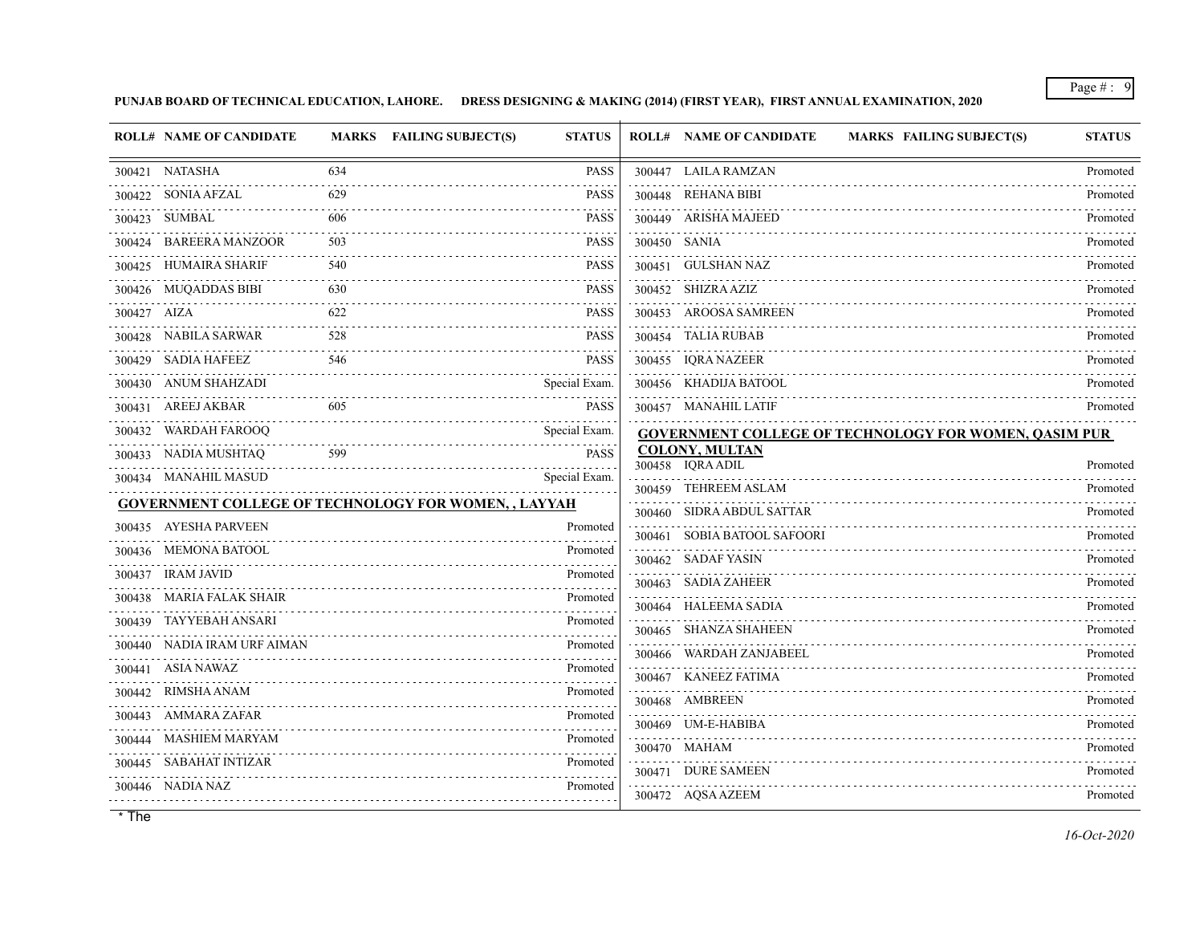PUNJAB BOARD OF TECHNICAL EDUCATION, LAHORE. DRESS DESIGNING & MAKING (2014) (FIRST YEAR), FIRST ANNUAL EXAMINATION, 2020

| ROLL# | NAME OF CANDIDATE | MARKS | FAILING SUBJECT(S) | STATUS |
|---|---|---|---|---|
| 300421 | NATASHA | 634 | | PASS |
| 300422 | SONIA AFZAL | 629 | | PASS |
| 300423 | SUMBAL | 606 | | PASS |
| 300424 | BAREERA MANZOOR | 503 | | PASS |
| 300425 | HUMAIRA SHARIF | 540 | | PASS |
| 300426 | MUQADDAS BIBI | 630 | | PASS |
| 300427 | AIZA | 622 | | PASS |
| 300428 | NABILA SARWAR | 528 | | PASS |
| 300429 | SADIA HAFEEZ | 546 | | PASS |
| 300430 | ANUM SHAHZADI | | | Special Exam. |
| 300431 | AREEJ AKBAR | 605 | | PASS |
| 300432 | WARDAH FAROOQ | | | Special Exam. |
| 300433 | NADIA MUSHTAQ | 599 | | PASS |
| 300434 | MANAHIL MASUD | | | Special Exam. |

**GOVERNMENT COLLEGE OF TECHNOLOGY FOR WOMEN, , LAYYAH**

| ROLL# | NAME OF CANDIDATE | MARKS | FAILING SUBJECT(S) | STATUS |
|---|---|---|---|---|
| 300435 | AYESHA PARVEEN | | | Promoted |
| 300436 | MEMONA BATOOL | | | Promoted |
| 300437 | IRAM JAVID | | | Promoted |
| 300438 | MARIA FALAK SHAIR | | | Promoted |
| 300439 | TAYYEBAH ANSARI | | | Promoted |
| 300440 | NADIA IRAM URF AIMAN | | | Promoted |
| 300441 | ASIA NAWAZ | | | Promoted |
| 300442 | RIMSHA ANAM | | | Promoted |
| 300443 | AMMARA ZAFAR | | | Promoted |
| 300444 | MASHIEM MARYAM | | | Promoted |
| 300445 | SABAHAT INTIZAR | | | Promoted |
| 300446 | NADIA NAZ | | | Promoted |
| 300447 | LAILA RAMZAN | | | Promoted |
| 300448 | REHANA BIBI | | | Promoted |
| 300449 | ARISHA MAJEED | | | Promoted |
| 300450 | SANIA | | | Promoted |
| 300451 | GULSHAN NAZ | | | Promoted |
| 300452 | SHIZRA AZIZ | | | Promoted |
| 300453 | AROOSA SAMREEN | | | Promoted |
| 300454 | TALIA RUBAB | | | Promoted |
| 300455 | IQRA NAZEER | | | Promoted |
| 300456 | KHADIJA BATOOL | | | Promoted |
| 300457 | MANAHIL LATIF | | | Promoted |

**GOVERNMENT COLLEGE OF TECHNOLOGY FOR WOMEN, QASIM PUR COLONY, MULTAN**

| ROLL# | NAME OF CANDIDATE | MARKS | FAILING SUBJECT(S) | STATUS |
|---|---|---|---|---|
| 300458 | IQRA ADIL | | | Promoted |
| 300459 | TEHREEM ASLAM | | | Promoted |
| 300460 | SIDRA ABDUL SATTAR | | | Promoted |
| 300461 | SOBIA BATOOL SAFOORI | | | Promoted |
| 300462 | SADAF YASIN | | | Promoted |
| 300463 | SADIA ZAHEER | | | Promoted |
| 300464 | HALEEMA SADIA | | | Promoted |
| 300465 | SHANZA SHAHEEN | | | Promoted |
| 300466 | WARDAH ZANJABEEL | | | Promoted |
| 300467 | KANEEZ FATIMA | | | Promoted |
| 300468 | AMBREEN | | | Promoted |
| 300469 | UM-E-HABIBA | | | Promoted |
| 300470 | MAHAM | | | Promoted |
| 300471 | DURE SAMEEN | | | Promoted |
| 300472 | AQSA AZEEM | | | Promoted |

* The

16-Oct-2020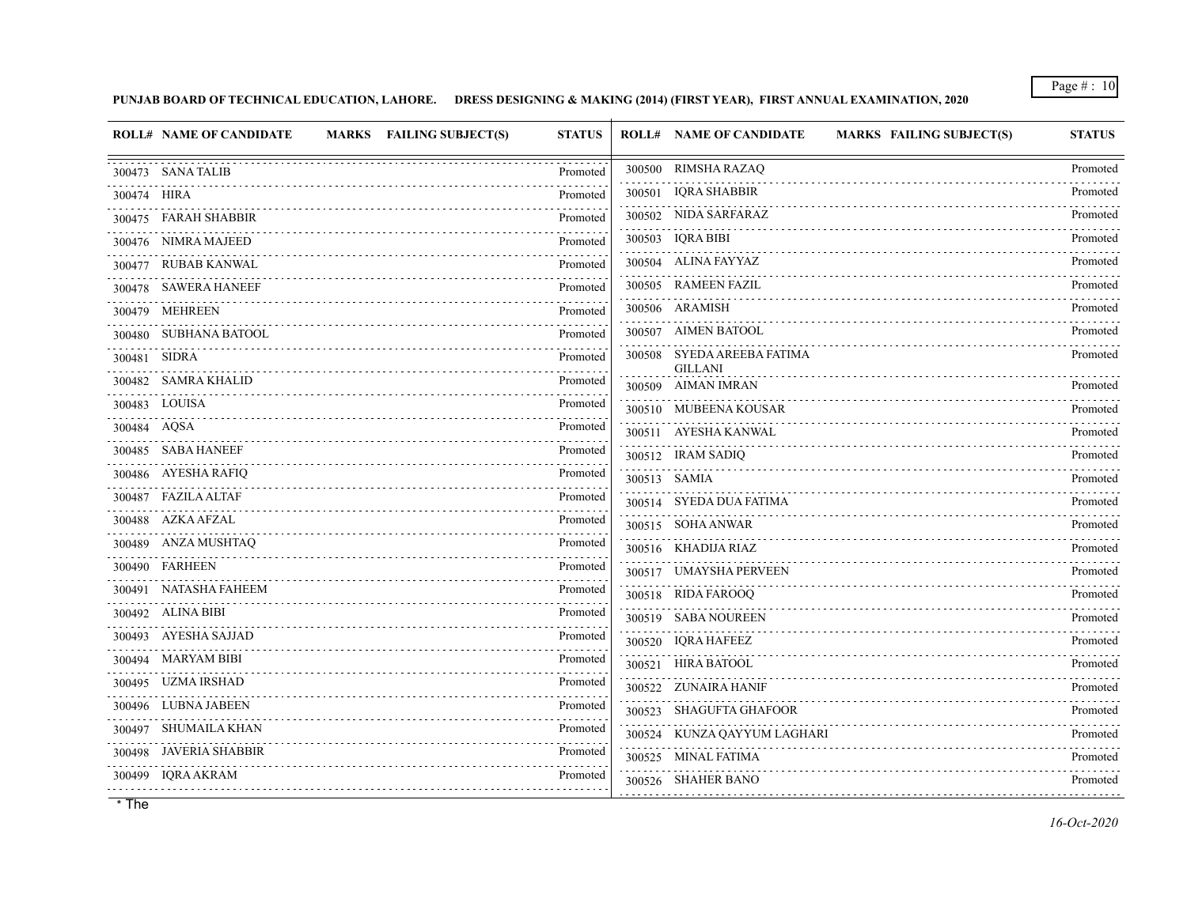**PUNJAB BOARD OF TECHNICAL EDUCATION, LAHORE. DRESS DESIGNING & MAKING (2014) (FIRST YEAR), FIRST ANNUAL EXAMINATION, 2020**

| ROLL# | NAME OF CANDIDATE | MARKS | FAILING SUBJECT(S) | STATUS |
|---|---|---|---|---|
| 300473 | SANA TALIB | | | Promoted |
| 300474 | HIRA | | | Promoted |
| 300475 | FARAH SHABBIR | | | Promoted |
| 300476 | NIMRA MAJEED | | | Promoted |
| 300477 | RUBAB KANWAL | | | Promoted |
| 300478 | SAWERA HANEEF | | | Promoted |
| 300479 | MEHREEN | | | Promoted |
| 300480 | SUBHANA BATOOL | | | Promoted |
| 300481 | SIDRA | | | Promoted |
| 300482 | SAMRA KHALID | | | Promoted |
| 300483 | LOUISA | | | Promoted |
| 300484 | AQSA | | | Promoted |
| 300485 | SABA HANEEF | | | Promoted |
| 300486 | AYESHA RAFIQ | | | Promoted |
| 300487 | FAZILA ALTAF | | | Promoted |
| 300488 | AZKA AFZAL | | | Promoted |
| 300489 | ANZA MUSHTAQ | | | Promoted |
| 300490 | FARHEEN | | | Promoted |
| 300491 | NATASHA FAHEEM | | | Promoted |
| 300492 | ALINA BIBI | | | Promoted |
| 300493 | AYESHA SAJJAD | | | Promoted |
| 300494 | MARYAM BIBI | | | Promoted |
| 300495 | UZMA IRSHAD | | | Promoted |
| 300496 | LUBNA JABEEN | | | Promoted |
| 300497 | SHUMAILA KHAN | | | Promoted |
| 300498 | JAVERIA SHABBIR | | | Promoted |
| 300499 | IQRA AKRAM | | | Promoted |
| 300500 | RIMSHA RAZAQ | | | Promoted |
| 300501 | IQRA SHABBIR | | | Promoted |
| 300502 | NIDA SARFARAZ | | | Promoted |
| 300503 | IQRA BIBI | | | Promoted |
| 300504 | ALINA FAYYAZ | | | Promoted |
| 300505 | RAMEEN FAZIL | | | Promoted |
| 300506 | ARAMISH | | | Promoted |
| 300507 | AIMEN BATOOL | | | Promoted |
| 300508 | SYEDA AREEBA FATIMA GILLANI | | | Promoted |
| 300509 | AIMAN IMRAN | | | Promoted |
| 300510 | MUBEENA KOUSAR | | | Promoted |
| 300511 | AYESHA KANWAL | | | Promoted |
| 300512 | IRAM SADIQ | | | Promoted |
| 300513 | SAMIA | | | Promoted |
| 300514 | SYEDA DUA FATIMA | | | Promoted |
| 300515 | SOHA ANWAR | | | Promoted |
| 300516 | KHADIJA RIAZ | | | Promoted |
| 300517 | UMAYSHA PERVEEN | | | Promoted |
| 300518 | RIDA FAROOQ | | | Promoted |
| 300519 | SABA NOUREEN | | | Promoted |
| 300520 | IQRA HAFEEZ | | | Promoted |
| 300521 | HIRA BATOOL | | | Promoted |
| 300522 | ZUNAIRA HANIF | | | Promoted |
| 300523 | SHAGUFTA GHAFOOR | | | Promoted |
| 300524 | KUNZA QAYYUM LAGHARI | | | Promoted |
| 300525 | MINAL FATIMA | | | Promoted |
| 300526 | SHAHER BANO | | | Promoted |

* The

*16-Oct-2020*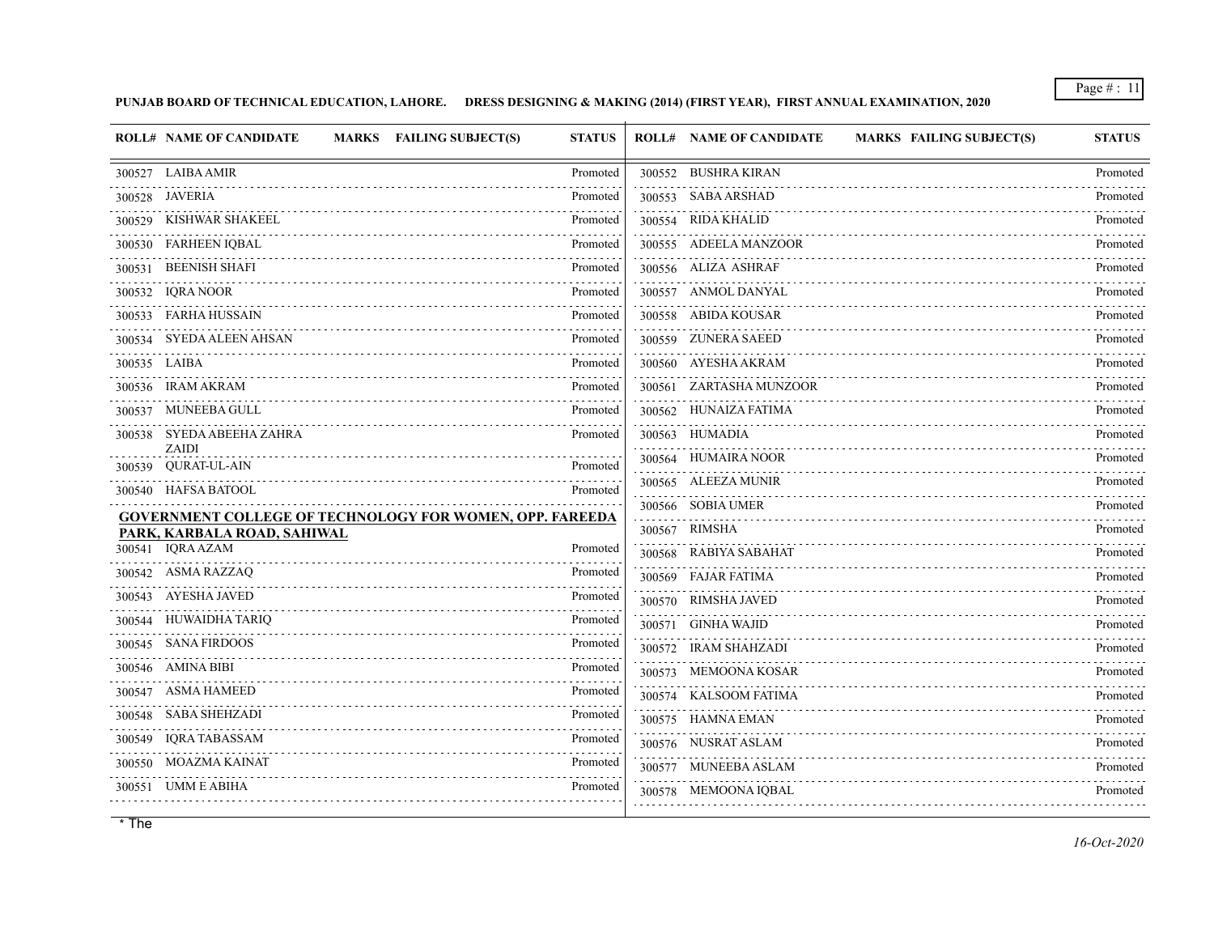PUNJAB BOARD OF TECHNICAL EDUCATION, LAHORE. DRESS DESIGNING & MAKING (2014) (FIRST YEAR), FIRST ANNUAL EXAMINATION, 2020

| ROLL# | NAME OF CANDIDATE | MARKS | FAILING SUBJECT(S) | STATUS |
|---|---|---|---|---|
| 300527 | LAIBA AMIR | | | Promoted |
| 300528 | JAVERIA | | | Promoted |
| 300529 | KISHWAR SHAKEEL | | | Promoted |
| 300530 | FARHEEN IQBAL | | | Promoted |
| 300531 | BEENISH SHAFI | | | Promoted |
| 300532 | IQRA NOOR | | | Promoted |
| 300533 | FARHA HUSSAIN | | | Promoted |
| 300534 | SYEDA ALEEN AHSAN | | | Promoted |
| 300535 | LAIBA | | | Promoted |
| 300536 | IRAM AKRAM | | | Promoted |
| 300537 | MUNEEBA GULL | | | Promoted |
| 300538 | SYEDA ABEEHA ZAHRA ZAIDI | | | Promoted |
| 300539 | QURAT-UL-AIN | | | Promoted |
| 300540 | HAFSA BATOOL | | | Promoted |

**GOVERNMENT COLLEGE OF TECHNOLOGY FOR WOMEN, OPP. FAREEDA PARK, KARBALA ROAD, SAHIWAL**

| ROLL# | NAME OF CANDIDATE | MARKS | FAILING SUBJECT(S) | STATUS |
|---|---|---|---|---|
| 300541 | IQRA AZAM | | | Promoted |
| 300542 | ASMA RAZZAQ | | | Promoted |
| 300543 | AYESHA JAVED | | | Promoted |
| 300544 | HUWAIDHA TARIQ | | | Promoted |
| 300545 | SANA FIRDOOS | | | Promoted |
| 300546 | AMINA BIBI | | | Promoted |
| 300547 | ASMA HAMEED | | | Promoted |
| 300548 | SABA SHEHZADI | | | Promoted |
| 300549 | IQRA TABASSAM | | | Promoted |
| 300550 | MOAZMA KAINAT | | | Promoted |
| 300551 | UMM E ABIHA | | | Promoted |
| 300552 | BUSHRA KIRAN | | | Promoted |
| 300553 | SABA ARSHAD | | | Promoted |
| 300554 | RIDA KHALID | | | Promoted |
| 300555 | ADEELA MANZOOR | | | Promoted |
| 300556 | ALIZA ASHRAF | | | Promoted |
| 300557 | ANMOL DANYAL | | | Promoted |
| 300558 | ABIDA KOUSAR | | | Promoted |
| 300559 | ZUNERA SAEED | | | Promoted |
| 300560 | AYESHA AKRAM | | | Promoted |
| 300561 | ZARTASHA MUNZOOR | | | Promoted |
| 300562 | HUNAIZA FATIMA | | | Promoted |
| 300563 | HUMADIA | | | Promoted |
| 300564 | HUMAIRA NOOR | | | Promoted |
| 300565 | ALEEZA MUNIR | | | Promoted |
| 300566 | SOBIA UMER | | | Promoted |
| 300567 | RIMSHA | | | Promoted |
| 300568 | RABIYA SABAHAT | | | Promoted |
| 300569 | FAJAR FATIMA | | | Promoted |
| 300570 | RIMSHA JAVED | | | Promoted |
| 300571 | GINHA WAJID | | | Promoted |
| 300572 | IRAM SHAHZADI | | | Promoted |
| 300573 | MEMOONA KOSAR | | | Promoted |
| 300574 | KALSOOM FATIMA | | | Promoted |
| 300575 | HAMNA EMAN | | | Promoted |
| 300576 | NUSRAT ASLAM | | | Promoted |
| 300577 | MUNEEBA ASLAM | | | Promoted |
| 300578 | MEMOONA IQBAL | | | Promoted |

* The

16-Oct-2020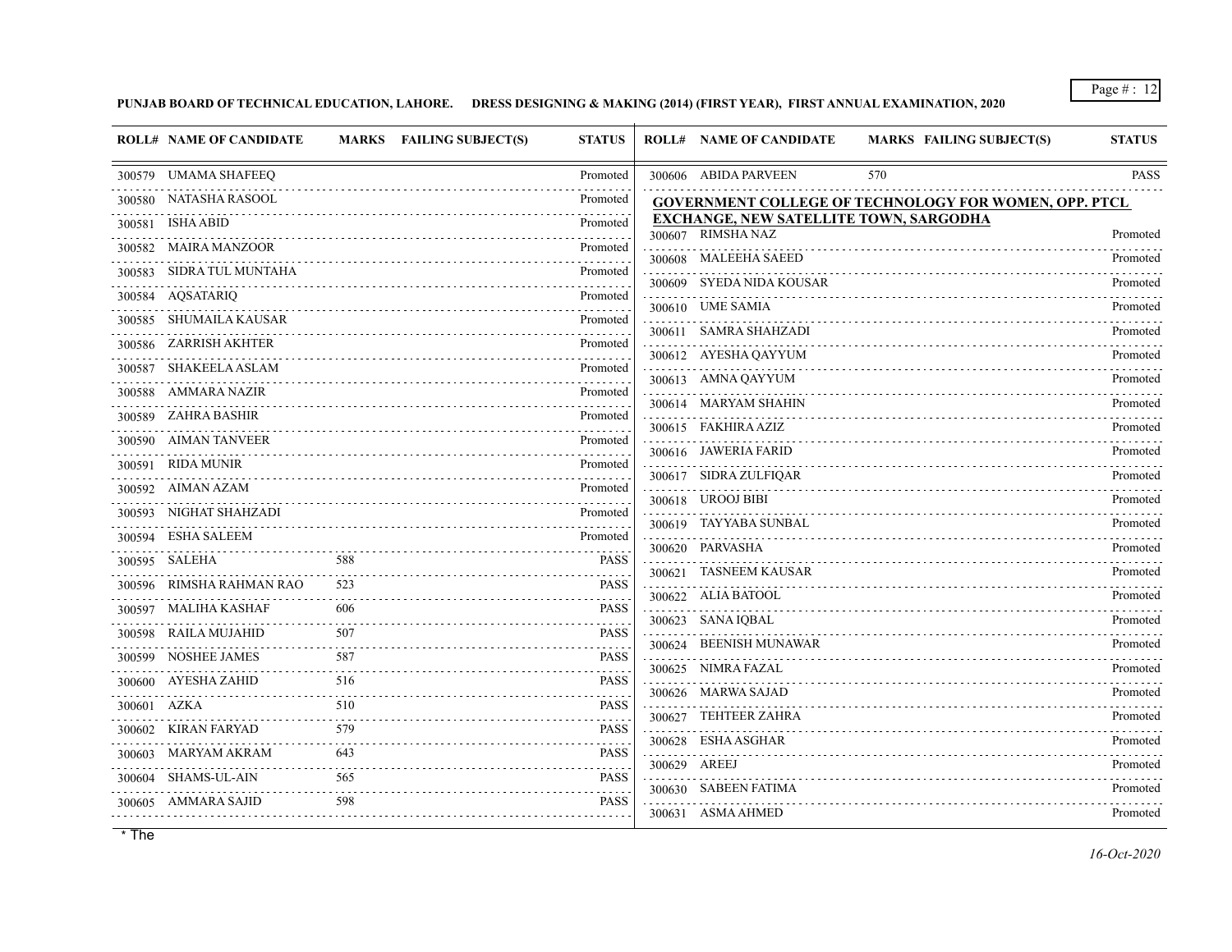**PUNJAB BOARD OF TECHNICAL EDUCATION, LAHORE. DRESS DESIGNING & MAKING (2014) (FIRST YEAR), FIRST ANNUAL EXAMINATION, 2020**

| ROLL# | NAME OF CANDIDATE | MARKS | FAILING SUBJECT(S) | STATUS |
|---|---|---|---|---|
| 300579 | UMAMA SHAFEEQ | | | Promoted |
| 300580 | NATASHA RASOOL | | | Promoted |
| 300581 | ISHA ABID | | | Promoted |
| 300582 | MAIRA MANZOOR | | | Promoted |
| 300583 | SIDRA TUL MUNTAHA | | | Promoted |
| 300584 | AQSATARIQ | | | Promoted |
| 300585 | SHUMAILA KAUSAR | | | Promoted |
| 300586 | ZARRISH AKHTER | | | Promoted |
| 300587 | SHAKEELA ASLAM | | | Promoted |
| 300588 | AMMARA NAZIR | | | Promoted |
| 300589 | ZAHRA BASHIR | | | Promoted |
| 300590 | AIMAN TANVEER | | | Promoted |
| 300591 | RIDA MUNIR | | | Promoted |
| 300592 | AIMAN AZAM | | | Promoted |
| 300593 | NIGHAT SHAHZADI | | | Promoted |
| 300594 | ESHA SALEEM | | | Promoted |
| 300595 | SALEHA | 588 | | PASS |
| 300596 | RIMSHA RAHMAN RAO | 523 | | PASS |
| 300597 | MALIHA KASHAF | 606 | | PASS |
| 300598 | RAILA MUJAHID | 507 | | PASS |
| 300599 | NOSHEE JAMES | 587 | | PASS |
| 300600 | AYESHA ZAHID | 516 | | PASS |
| 300601 | AZKA | 510 | | PASS |
| 300602 | KIRAN FARYAD | 579 | | PASS |
| 300603 | MARYAM AKRAM | 643 | | PASS |
| 300604 | SHAMS-UL-AIN | 565 | | PASS |
| 300605 | AMMARA SAJID | 598 | | PASS |
| 300606 | ABIDA PARVEEN | 570 | | PASS |

**GOVERNMENT COLLEGE OF TECHNOLOGY FOR WOMEN, OPP. PTCL EXCHANGE, NEW SATELLITE TOWN, SARGODHA**

| ROLL# | NAME OF CANDIDATE | MARKS | FAILING SUBJECT(S) | STATUS |
|---|---|---|---|---|
| 300607 | RIMSHA NAZ | | | Promoted |
| 300608 | MALEEHA SAEED | | | Promoted |
| 300609 | SYEDA NIDA KOUSAR | | | Promoted |
| 300610 | UME SAMIA | | | Promoted |
| 300611 | SAMRA SHAHZADI | | | Promoted |
| 300612 | AYESHA QAYYUM | | | Promoted |
| 300613 | AMNA QAYYUM | | | Promoted |
| 300614 | MARYAM SHAHIN | | | Promoted |
| 300615 | FAKHIRA AZIZ | | | Promoted |
| 300616 | JAWERIA FARID | | | Promoted |
| 300617 | SIDRA ZULFIQAR | | | Promoted |
| 300618 | UROOJ BIBI | | | Promoted |
| 300619 | TAYYABA SUNBAL | | | Promoted |
| 300620 | PARVASHA | | | Promoted |
| 300621 | TASNEEM KAUSAR | | | Promoted |
| 300622 | ALIA BATOOL | | | Promoted |
| 300623 | SANA IQBAL | | | Promoted |
| 300624 | BEENISH MUNAWAR | | | Promoted |
| 300625 | NIMRA FAZAL | | | Promoted |
| 300626 | MARWA SAJAD | | | Promoted |
| 300627 | TEHTEER ZAHRA | | | Promoted |
| 300628 | ESHA ASGHAR | | | Promoted |
| 300629 | AREEJ | | | Promoted |
| 300630 | SABEEN FATIMA | | | Promoted |
| 300631 | ASMA AHMED | | | Promoted |

* The

*16-Oct-2020*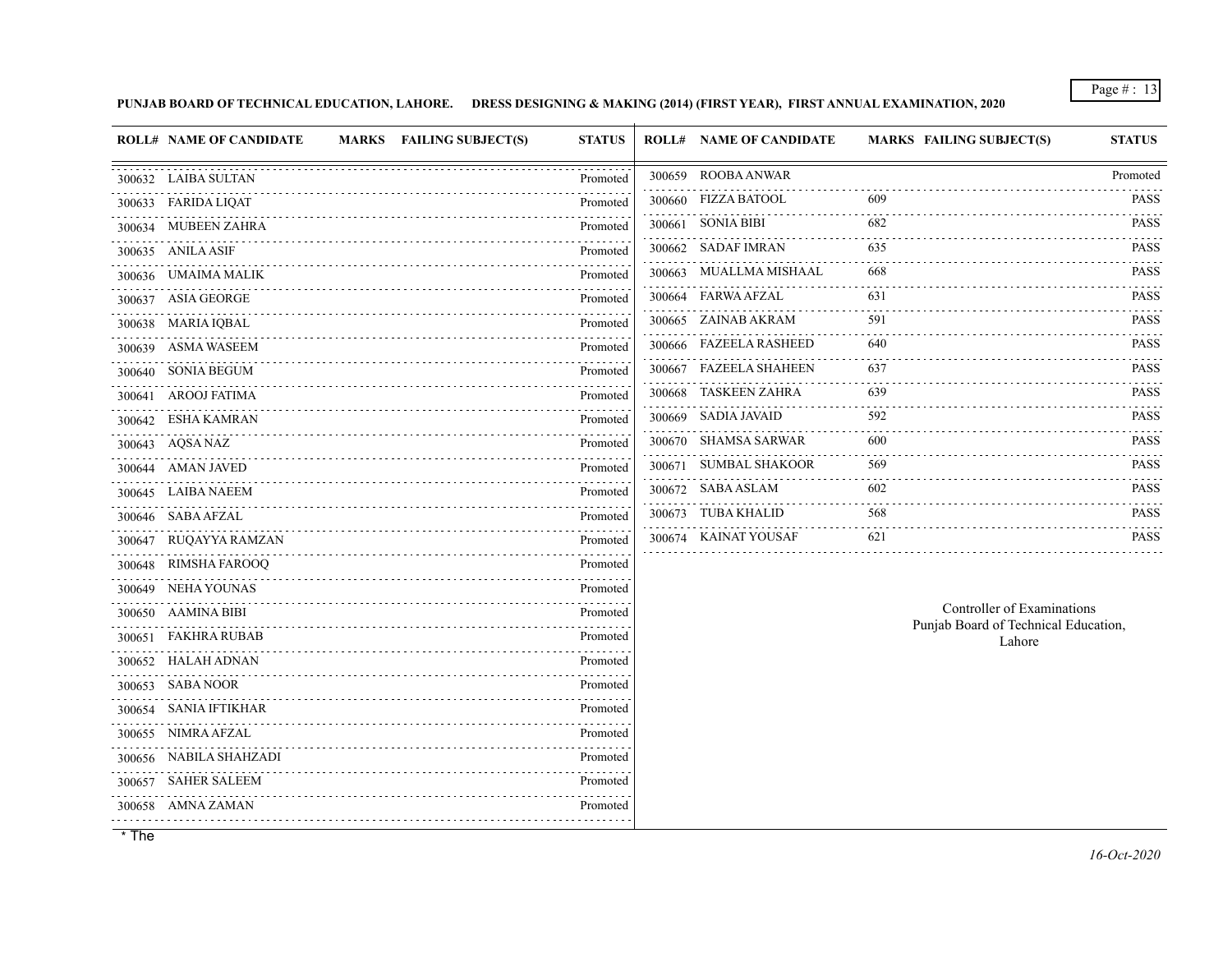**PUNJAB BOARD OF TECHNICAL EDUCATION, LAHORE. DRESS DESIGNING & MAKING (2014) (FIRST YEAR), FIRST ANNUAL EXAMINATION, 2020**

| ROLL# | NAME OF CANDIDATE | MARKS | FAILING SUBJECT(S) | STATUS |
|---|---|---|---|---|
| 300632 | LAIBA SULTAN | | | Promoted |
| 300633 | FARIDA LIQAT | | | Promoted |
| 300634 | MUBEEN ZAHRA | | | Promoted |
| 300635 | ANILA ASIF | | | Promoted |
| 300636 | UMAIMA MALIK | | | Promoted |
| 300637 | ASIA GEORGE | | | Promoted |
| 300638 | MARIA IQBAL | | | Promoted |
| 300639 | ASMA WASEEM | | | Promoted |
| 300640 | SONIA BEGUM | | | Promoted |
| 300641 | AROOJ FATIMA | | | Promoted |
| 300642 | ESHA KAMRAN | | | Promoted |
| 300643 | AQSA NAZ | | | Promoted |
| 300644 | AMAN JAVED | | | Promoted |
| 300645 | LAIBA NAEEM | | | Promoted |
| 300646 | SABA AFZAL | | | Promoted |
| 300647 | RUQAYYA RAMZAN | | | Promoted |
| 300648 | RIMSHA FAROOQ | | | Promoted |
| 300649 | NEHA YOUNAS | | | Promoted |
| 300650 | AAMINA BIBI | | | Promoted |
| 300651 | FAKHRA RUBAB | | | Promoted |
| 300652 | HALAH ADNAN | | | Promoted |
| 300653 | SABA NOOR | | | Promoted |
| 300654 | SANIA IFTIKHAR | | | Promoted |
| 300655 | NIMRA AFZAL | | | Promoted |
| 300656 | NABILA SHAHZADI | | | Promoted |
| 300657 | SAHER SALEEM | | | Promoted |
| 300658 | AMNA ZAMAN | | | Promoted |
| 300659 | ROOBA ANWAR | | | Promoted |
| 300660 | FIZZA BATOOL | 609 | | PASS |
| 300661 | SONIA BIBI | 682 | | PASS |
| 300662 | SADAF IMRAN | 635 | | PASS |
| 300663 | MUALLMA MISHAAL | 668 | | PASS |
| 300664 | FARWA AFZAL | 631 | | PASS |
| 300665 | ZAINAB AKRAM | 591 | | PASS |
| 300666 | FAZEELA RASHEED | 640 | | PASS |
| 300667 | FAZEELA SHAHEEN | 637 | | PASS |
| 300668 | TASKEEN ZAHRA | 639 | | PASS |
| 300669 | SADIA JAVAID | 592 | | PASS |
| 300670 | SHAMSA SARWAR | 600 | | PASS |
| 300671 | SUMBAL SHAKOOR | 569 | | PASS |
| 300672 | SABA ASLAM | 602 | | PASS |
| 300673 | TUBA KHALID | 568 | | PASS |
| 300674 | KAINAT YOUSAF | 621 | | PASS |

Controller of Examinations
Punjab Board of Technical Education,
Lahore

* The

*16-Oct-2020*